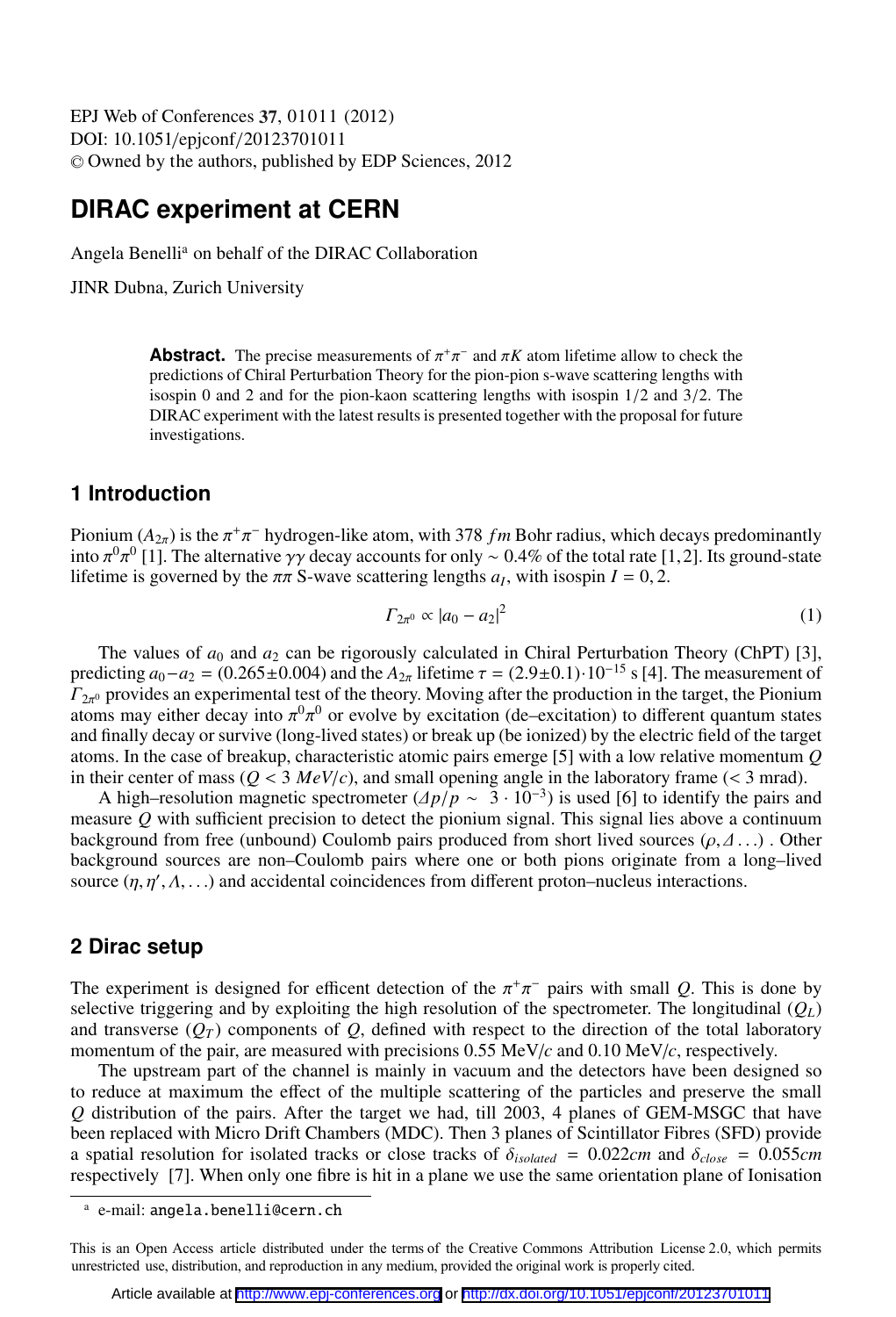# DIRAC experiment at CERN

Angela Benelli[a] on behalf of the DIRAC Collaboration

JINR Dubna, Zurich University

**Abstract.** The precise measurements of $\pi^+\pi^-$ and $\pi K$ atom lifetime allow to check the predictions of Chiral Perturbation Theory for the pion-pion s-wave scattering lengths with isospin 0 and 2 and for the pion-kaon scattering lengths with isospin 1/2 and 3/2. The DIRAC experiment with the latest results is presented together with the proposal for future investigations.

## 1 Introduction

Pionium ($A_{2\pi}$) is the $\pi^+\pi^-$ hydrogen-like atom, with 378 $fm$ Bohr radius, which decays predominantly into $\pi^0\pi^0$ [1]. The alternative $\gamma\gamma$ decay accounts for only $\sim 0.4\%$ of the total rate [1,2]. Its ground-state lifetime is governed by the $\pi\pi$ S-wave scattering lengths $a_I$, with isospin $I = 0, 2$.

$$\Gamma_{2\pi^0} \propto |a_0 - a_2|^2 \tag{1}$$

The values of $a_0$ and $a_2$ can be rigorously calculated in Chiral Perturbation Theory (ChPT) [3], predicting $a_0 - a_2 = (0.265 \pm 0.004)$ and the $A_{2\pi}$ lifetime $\tau = (2.9 \pm 0.1) \cdot 10^{-15}$ s [4]. The measurement of $\Gamma_{2\pi^0}$ provides an experimental test of the theory. Moving after the production in the target, the Pionium atoms may either decay into $\pi^0\pi^0$ or evolve by excitation (de–excitation) to different quantum states and finally decay or survive (long-lived states) or break up (be ionized) by the electric field of the target atoms. In the case of breakup, characteristic atomic pairs emerge [5] with a low relative momentum $Q$ in their center of mass ($Q < 3$ $MeV/c$), and small opening angle in the laboratory frame ($< 3$ mrad).

A high–resolution magnetic spectrometer ($\Delta p/p \sim 3 \cdot 10^{-3}$) is used [6] to identify the pairs and measure $Q$ with sufficient precision to detect the pionium signal. This signal lies above a continuum background from free (unbound) Coulomb pairs produced from short lived sources ($\rho, \Delta \ldots$) . Other background sources are non–Coulomb pairs where one or both pions originate from a long–lived source ($\eta, \eta', \Lambda, \ldots$) and accidental coincidences from different proton–nucleus interactions.

## 2 Dirac setup

The experiment is designed for efficent detection of the $\pi^+\pi^-$ pairs with small $Q$. This is done by selective triggering and by exploiting the high resolution of the spectrometer. The longitudinal ($Q_L$) and transverse ($Q_T$) components of $Q$, defined with respect to the direction of the total laboratory momentum of the pair, are measured with precisions 0.55 MeV/$c$ and 0.10 MeV/$c$, respectively.

The upstream part of the channel is mainly in vacuum and the detectors have been designed so to reduce at maximum the effect of the multiple scattering of the particles and preserve the small $Q$ distribution of the pairs. After the target we had, till 2003, 4 planes of GEM-MSGC that have been replaced with Micro Drift Chambers (MDC). Then 3 planes of Scintillator Fibres (SFD) provide a spatial resolution for isolated tracks or close tracks of $\delta_{isolated} = 0.022cm$ and $\delta_{close} = 0.055cm$ respectively [7]. When only one fibre is hit in a plane we use the same orientation plane of Ionisation

[a] e-mail: angela.benelli@cern.ch

This is an Open Access article distributed under the terms of the Creative Commons Attribution License 2.0, which permits unrestricted use, distribution, and reproduction in any medium, provided the original work is properly cited.

Article available at http://www.epj-conferences.org or http://dx.doi.org/10.1051/epjconf/20123701011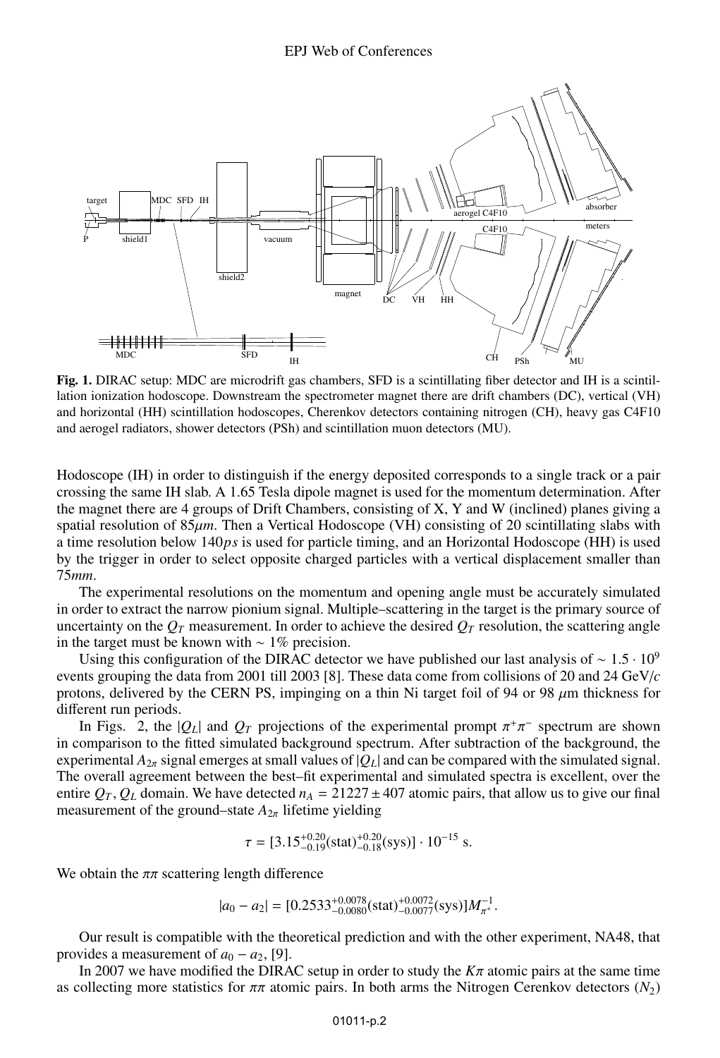Fig. 1. DIRAC setup: MDC are microdrift gas chambers, SFD is a scintillating fiber detector and IH is a scintillation ionization hodoscope. Downstream the spectrometer magnet there are drift chambers (DC), vertical (VH) and horizontal (HH) scintillation hodoscopes, Cherenkov detectors containing nitrogen (CH), heavy gas C4F10 and aerogel radiators, shower detectors (PSh) and scintillation muon detectors (MU).

Hodoscope (IH) in order to distinguish if the energy deposited corresponds to a single track or a pair crossing the same IH slab. A 1.65 Tesla dipole magnet is used for the momentum determination. After the magnet there are 4 groups of Drift Chambers, consisting of X, Y and W (inclined) planes giving a spatial resolution of $85\mu m$. Then a Vertical Hodoscope (VH) consisting of 20 scintillating slabs with a time resolution below $140ps$ is used for particle timing, and an Horizontal Hodoscope (HH) is used by the trigger in order to select opposite charged particles with a vertical displacement smaller than $75mm$.

The experimental resolutions on the momentum and opening angle must be accurately simulated in order to extract the narrow pionium signal. Multiple–scattering in the target is the primary source of uncertainty on the $Q_T$ measurement. In order to achieve the desired $Q_T$ resolution, the scattering angle in the target must be known with $\sim 1\%$ precision.

Using this configuration of the DIRAC detector we have published our last analysis of $\sim 1.5 \cdot 10^9$ events grouping the data from 2001 till 2003 [8]. These data come from collisions of 20 and 24 GeV/$c$ protons, delivered by the CERN PS, impinging on a thin Ni target foil of 94 or 98 $\mu$m thickness for different run periods.

In Figs. 2, the $|Q_L|$ and $Q_T$ projections of the experimental prompt $\pi^+\pi^-$ spectrum are shown in comparison to the fitted simulated background spectrum. After subtraction of the background, the experimental $A_{2\pi}$ signal emerges at small values of $|Q_L|$ and can be compared with the simulated signal. The overall agreement between the best–fit experimental and simulated spectra is excellent, over the entire $Q_T, Q_L$ domain. We have detected $n_A = 21227 \pm 407$ atomic pairs, that allow us to give our final measurement of the ground–state $A_{2\pi}$ lifetime yielding

$$\tau = [3.15^{+0.20}_{-0.19}(\text{stat})^{+0.20}_{-0.18}(\text{sys})] \cdot 10^{-15} \text{ s}.$$

We obtain the $\pi\pi$ scattering length difference

$$|a_0 - a_2| = [0.2533^{+0.0078}_{-0.0080}(\text{stat})^{+0.0072}_{-0.0077}(\text{sys})]M_{\pi^+}^{-1}.$$

Our result is compatible with the theoretical prediction and with the other experiment, NA48, that provides a measurement of $a_0 - a_2$, [9].

In 2007 we have modified the DIRAC setup in order to study the $K\pi$ atomic pairs at the same time as collecting more statistics for $\pi\pi$ atomic pairs. In both arms the Nitrogen Cerenkov detectors ($N_2$)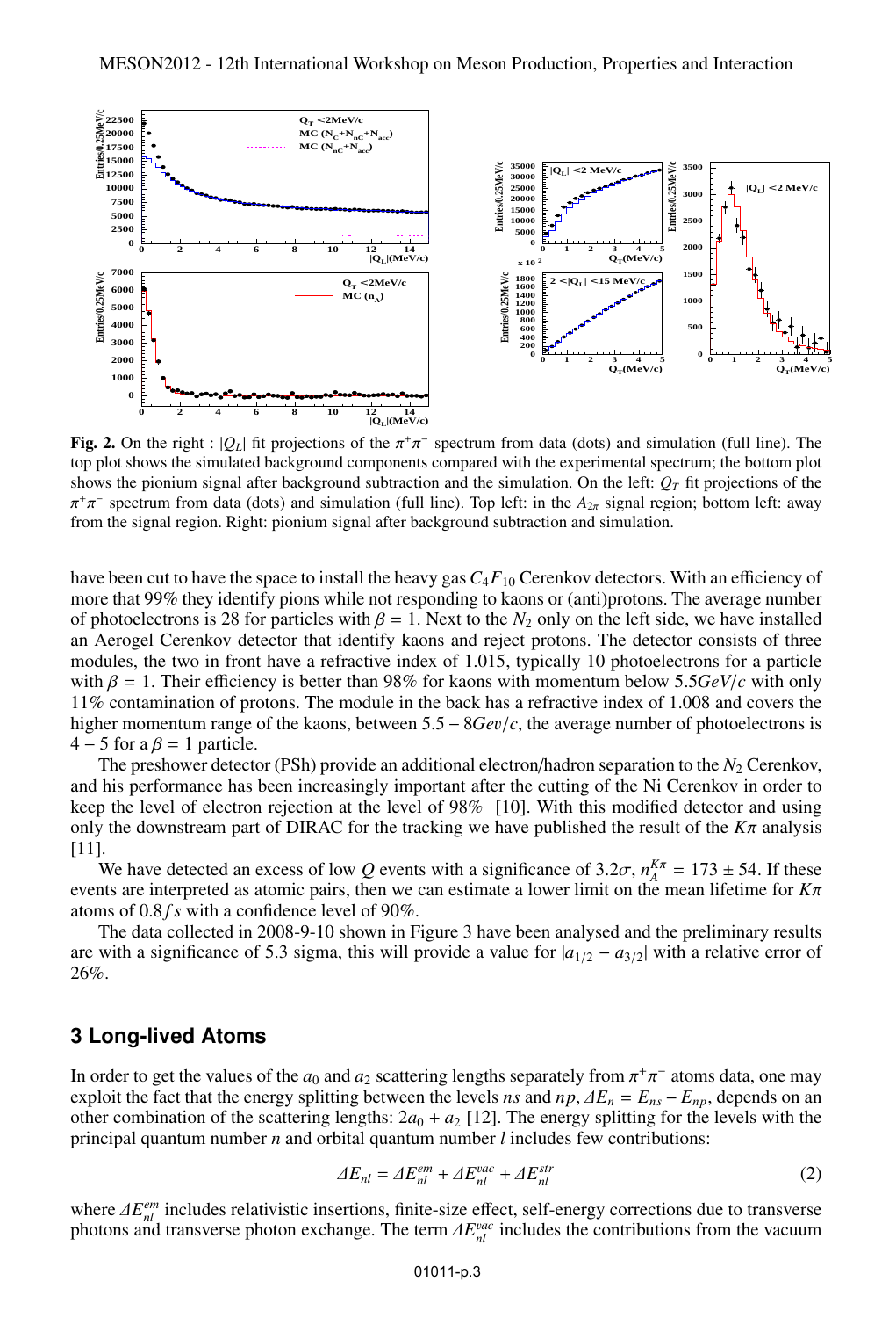**Fig. 2.** On the right : $|Q_L|$ fit projections of the $\pi^+\pi^-$ spectrum from data (dots) and simulation (full line). The top plot shows the simulated background components compared with the experimental spectrum; the bottom plot shows the pionium signal after background subtraction and the simulation. On the left: $Q_T$ fit projections of the $\pi^+\pi^-$ spectrum from data (dots) and simulation (full line). Top left: in the $A_{2\pi}$ signal region; bottom left: away from the signal region. Right: pionium signal after background subtraction and simulation.

have been cut to have the space to install the heavy gas $C_4F_{10}$ Cerenkov detectors. With an efficiency of more that 99% they identify pions while not responding to kaons or (anti)protons. The average number of photoelectrons is 28 for particles with $\beta = 1$. Next to the $N_2$ only on the left side, we have installed an Aerogel Cerenkov detector that identify kaons and reject protons. The detector consists of three modules, the two in front have a refractive index of 1.015, typically 10 photoelectrons for a particle with $\beta = 1$. Their efficiency is better than 98% for kaons with momentum below $5.5GeV/c$ with only 11% contamination of protons. The module in the back has a refractive index of 1.008 and covers the higher momentum range of the kaons, between $5.5 - 8Gev/c$, the average number of photoelectrons is $4 - 5$ for a $\beta = 1$ particle.

The preshower detector (PSh) provide an additional electron/hadron separation to the $N_2$ Cerenkov, and his performance has been increasingly important after the cutting of the Ni Cerenkov in order to keep the level of electron rejection at the level of 98% [10]. With this modified detector and using only the downstream part of DIRAC for the tracking we have published the result of the $K\pi$ analysis [11].

We have detected an excess of low $Q$ events with a significance of $3.2\sigma$, $n_A^{K\pi} = 173 \pm 54$. If these events are interpreted as atomic pairs, then we can estimate a lower limit on the mean lifetime for $K\pi$ atoms of $0.8fs$ with a confidence level of 90%.

The data collected in 2008-9-10 shown in Figure 3 have been analysed and the preliminary results are with a significance of 5.3 sigma, this will provide a value for $|a_{1/2} - a_{3/2}|$ with a relative error of 26%.

## 3 Long-lived Atoms

In order to get the values of the $a_0$ and $a_2$ scattering lengths separately from $\pi^+\pi^-$ atoms data, one may exploit the fact that the energy splitting between the levels $ns$ and $np$, $\Delta E_n = E_{ns} - E_{np}$, depends on an other combination of the scattering lengths: $2a_0 + a_2$ [12]. The energy splitting for the levels with the principal quantum number $n$ and orbital quantum number $l$ includes few contributions:

$$\Delta E_{nl} = \Delta E_{nl}^{em} + \Delta E_{nl}^{vac} + \Delta E_{nl}^{str} \tag{2}$$

where $\Delta E_{nl}^{em}$ includes relativistic insertions, finite-size effect, self-energy corrections due to transverse photons and transverse photon exchange. The term $\Delta E_{nl}^{vac}$ includes the contributions from the vacuum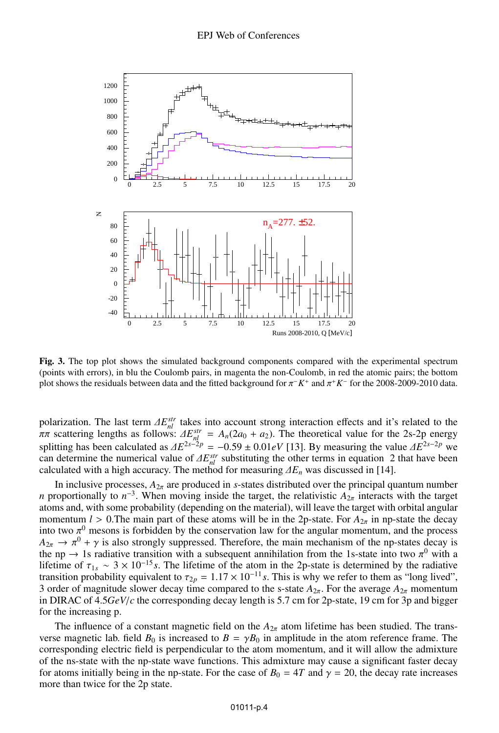**Fig. 3.** The top plot shows the simulated background components compared with the experimental spectrum (points with errors), in blu the Coulomb pairs, in magenta the non-Coulomb, in red the atomic pairs; the bottom plot shows the residuals between data and the fitted background for $\pi^- K^+$ and $\pi^+ K^-$ for the 2008-2009-2010 data.

polarization. The last term $\Delta E^{str}_{nl}$ takes into account strong interaction effects and it's related to the $\pi\pi$ scattering lengths as follows: $\Delta E^{str}_{nl} = A_n(2a_0 + a_2)$. The theoretical value for the 2s-2p energy splitting has been calculated as $\Delta E^{2s-2p} = -0.59 \pm 0.01 eV$ [13]. By measuring the value $\Delta E^{2s-2p}$ we can determine the numerical value of $\Delta E^{str}_{nl}$ substituting the other terms in equation 2 that have been calculated with a high accuracy. The method for measuring $\Delta E_n$ was discussed in [14].

In inclusive processes, $A_{2\pi}$ are produced in $s$-states distributed over the principal quantum number $n$ proportionally to $n^{-3}$. When moving inside the target, the relativistic $A_{2\pi}$ interacts with the target atoms and, with some probability (depending on the material), will leave the target with orbital angular momentum $l > 0$.The main part of these atoms will be in the 2p-state. For $A_{2\pi}$ in np-state the decay into two $\pi^0$ mesons is forbidden by the conservation law for the angular momentum, and the process $A_{2\pi} \to \pi^0 + \gamma$ is also strongly suppressed. Therefore, the main mechanism of the np-states decay is the np $\to$ 1s radiative transition with a subsequent annihilation from the 1s-state into two $\pi^0$ with a lifetime of $\tau_{1s} \sim 3 \times 10^{-15} s$. The lifetime of the atom in the 2p-state is determined by the radiative transition probability equivalent to $\tau_{2p} = 1.17 \times 10^{-11} s$. This is why we refer to them as "long lived", 3 order of magnitude slower decay time compared to the s-state $A_{2\pi}$. For the average $A_{2\pi}$ momentum in DIRAC of $4.5 GeV/c$ the corresponding decay length is 5.7 cm for 2p-state, 19 cm for 3p and bigger for the increasing p.

The influence of a constant magnetic field on the $A_{2\pi}$ atom lifetime has been studied. The transverse magnetic lab. field $B_0$ is increased to $B = \gamma B_0$ in amplitude in the atom reference frame. The corresponding electric field is perpendicular to the atom momentum, and it will allow the admixture of the ns-state with the np-state wave functions. This admixture may cause a significant faster decay for atoms initially being in the np-state. For the case of $B_0 = 4T$ and $\gamma = 20$, the decay rate increases more than twice for the 2p state.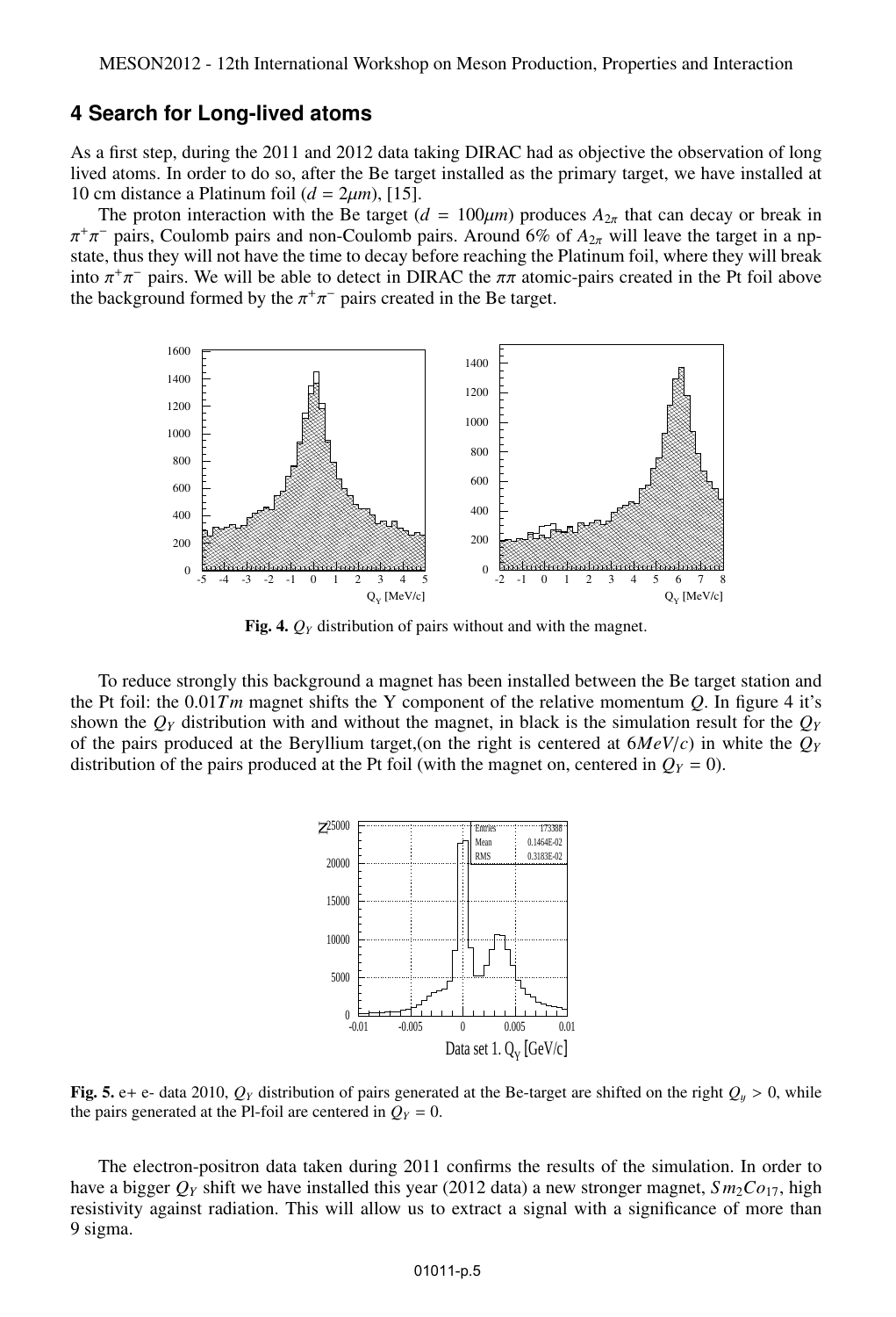## 4 Search for Long-lived atoms

As a first step, during the 2011 and 2012 data taking DIRAC had as objective the observation of long lived atoms. In order to do so, after the Be target installed as the primary target, we have installed at 10 cm distance a Platinum foil ($d = 2\mu m$), [15].

The proton interaction with the Be target ($d = 100\mu m$) produces $A_{2\pi}$ that can decay or break in $\pi^+\pi^-$ pairs, Coulomb pairs and non-Coulomb pairs. Around 6% of $A_{2\pi}$ will leave the target in a np-state, thus they will not have the time to decay before reaching the Platinum foil, where they will break into $\pi^+\pi^-$ pairs. We will be able to detect in DIRAC the $\pi\pi$ atomic-pairs created in the Pt foil above the background formed by the $\pi^+\pi^-$ pairs created in the Be target.

**Fig. 4.** $Q_Y$ distribution of pairs without and with the magnet.

To reduce strongly this background a magnet has been installed between the Be target station and the Pt foil: the $0.01Tm$ magnet shifts the Y component of the relative momentum $Q$. In figure 4 it's shown the $Q_Y$ distribution with and without the magnet, in black is the simulation result for the $Q_Y$ of the pairs produced at the Beryllium target,(on the right is centered at $6MeV/c$) in white the $Q_Y$ distribution of the pairs produced at the Pt foil (with the magnet on, centered in $Q_Y = 0$).

**Fig. 5.** e+ e- data 2010, $Q_Y$ distribution of pairs generated at the Be-target are shifted on the right $Q_y > 0$, while the pairs generated at the Pl-foil are centered in $Q_Y = 0$.

The electron-positron data taken during 2011 confirms the results of the simulation. In order to have a bigger $Q_Y$ shift we have installed this year (2012 data) a new stronger magnet, $Sm_2Co_{17}$, high resistivity against radiation. This will allow us to extract a signal with a significance of more than 9 sigma.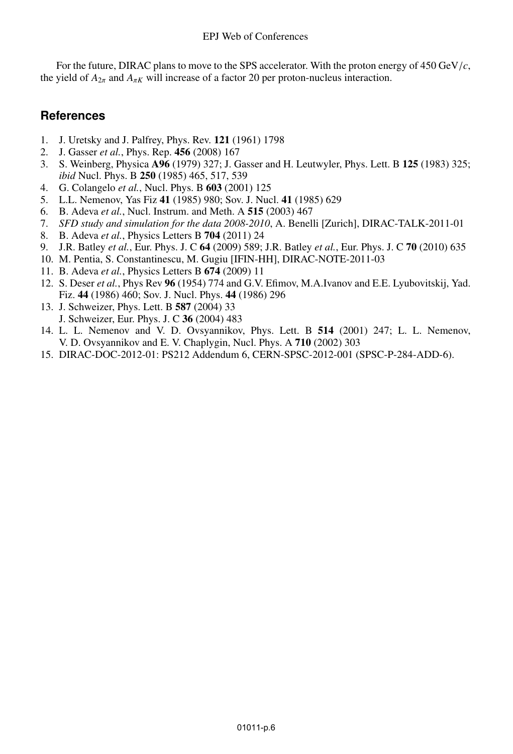For the future, DIRAC plans to move to the SPS accelerator. With the proton energy of 450 GeV/$c$, the yield of $A_{2\pi}$ and $A_{\pi K}$ will increase of a factor 20 per proton-nucleus interaction.

## References

1. J. Uretsky and J. Palfrey, Phys. Rev. **121** (1961) 1798
2. J. Gasser *et al.*, Phys. Rep. **456** (2008) 167
3. S. Weinberg, Physica **A96** (1979) 327; J. Gasser and H. Leutwyler, Phys. Lett. B **125** (1983) 325; *ibid* Nucl. Phys. B **250** (1985) 465, 517, 539
4. G. Colangelo *et al.*, Nucl. Phys. B **603** (2001) 125
5. L.L. Nemenov, Yas Fiz **41** (1985) 980; Sov. J. Nucl. **41** (1985) 629
6. B. Adeva *et al.*, Nucl. Instrum. and Meth. A **515** (2003) 467
7. *SFD study and simulation for the data 2008-2010*, A. Benelli [Zurich], DIRAC-TALK-2011-01
8. B. Adeva *et al.*, Physics Letters B **704** (2011) 24
9. J.R. Batley *et al.*, Eur. Phys. J. C **64** (2009) 589; J.R. Batley *et al.*, Eur. Phys. J. C **70** (2010) 635
10. M. Pentia, S. Constantinescu, M. Gugiu [IFIN-HH], DIRAC-NOTE-2011-03
11. B. Adeva *et al.*, Physics Letters B **674** (2009) 11
12. S. Deser *et al.*, Phys Rev **96** (1954) 774 and G.V. Efimov, M.A.Ivanov and E.E. Lyubovitskij, Yad. Fiz. **44** (1986) 460; Sov. J. Nucl. Phys. **44** (1986) 296
13. J. Schweizer, Phys. Lett. B **587** (2004) 33
    J. Schweizer, Eur. Phys. J. C **36** (2004) 483
14. L. L. Nemenov and V. D. Ovsyannikov, Phys. Lett. B **514** (2001) 247; L. L. Nemenov, V. D. Ovsyannikov and E. V. Chaplygin, Nucl. Phys. A **710** (2002) 303
15. DIRAC-DOC-2012-01: PS212 Addendum 6, CERN-SPSC-2012-001 (SPSC-P-284-ADD-6).